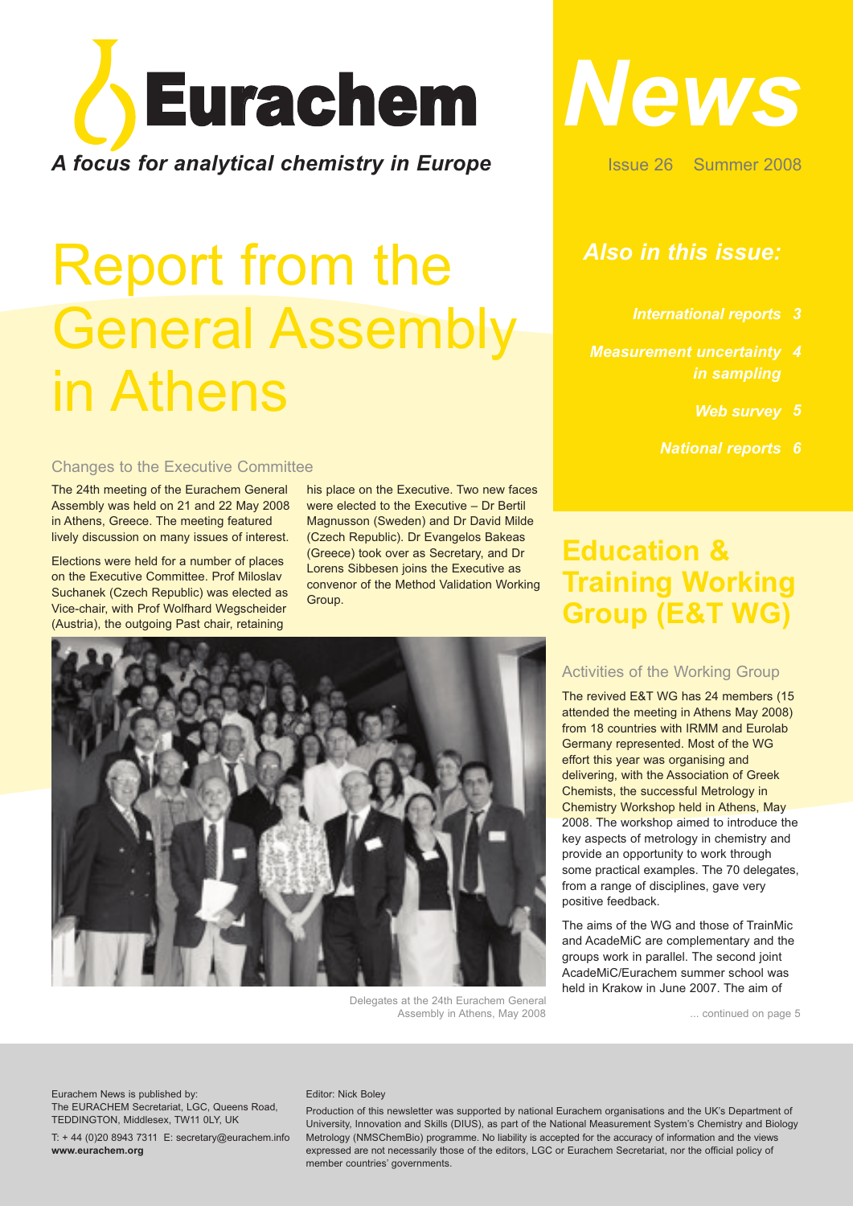# Eurachem

*A focus for analytical chemistry in Europe*

# News

Issue 26 Summer 2008

## *Also in this issue:*

- *International reports 3*
- *Measurement uncertainty in sampling 4*
- *Web survey 5*
- *National reports 6*

# Report from the General Assembly in Athens

### Changes to the Executive Committee

The 24th meeting of the Eurachem General Assembly was held on 21 and 22 May 2008 in Athens, Greece. The meeting featured lively discussion on many issues of interest.

Elections were held for a number of places on the Executive Committee. Prof Miloslav Suchanek (Czech Republic) was elected as Vice-chair, with Prof Wolfhard Wegscheider (Austria), the outgoing Past chair, retaining his place on the Executive. Two new faces were elected to the Executive – Dr Bertil Magnusson (Sweden) and Dr David Milde (Czech Republic). Dr Evangelos Bakeas (Greece) took over as Secretary, and Dr Lorens Sibbesen joins the Executive as convenor of the Method Validation Working Group.

Delegates at the 24th Eurachem General Assembly in Athens, May 2008

# Education & Training Working Group (E&T WG)

### Activities of the Working Group

The revived E&T WG has 24 members (15 attended the meeting in Athens May 2008) from 18 countries with IRMM and Eurolab Germany represented. Most of the WG effort this year was organising and delivering, with the Association of Greek Chemists, the successful Metrology in Chemistry Workshop held in Athens, May 2008. The workshop aimed to introduce the key aspects of metrology in chemistry and provide an opportunity to work through some practical examples. The 70 delegates, from a range of disciplines, gave very positive feedback.

The aims of the WG and those of TrainMic and AcadeMiC are complementary and the groups work in parallel. The second joint AcadeMiC/Eurachem summer school was held in Krakow in June 2007. The aim of

... continued on page 5

Eurachem News is published by:
The EURACHEM Secretariat, LGC, Queens Road, TEDDINGTON, Middlesex, TW11 0LY, UK

T: + 44 (0)20 8943 7311 E: secretary@eurachem.info
**www.eurachem.org**

Editor: Nick Boley

Production of this newsletter was supported by national Eurachem organisations and the UK's Department of University, Innovation and Skills (DIUS), as part of the National Measurement System's Chemistry and Biology Metrology (NMSChemBio) programme. No liability is accepted for the accuracy of information and the views expressed are not necessarily those of the editors, LGC or Eurachem Secretariat, nor the official policy of member countries' governments.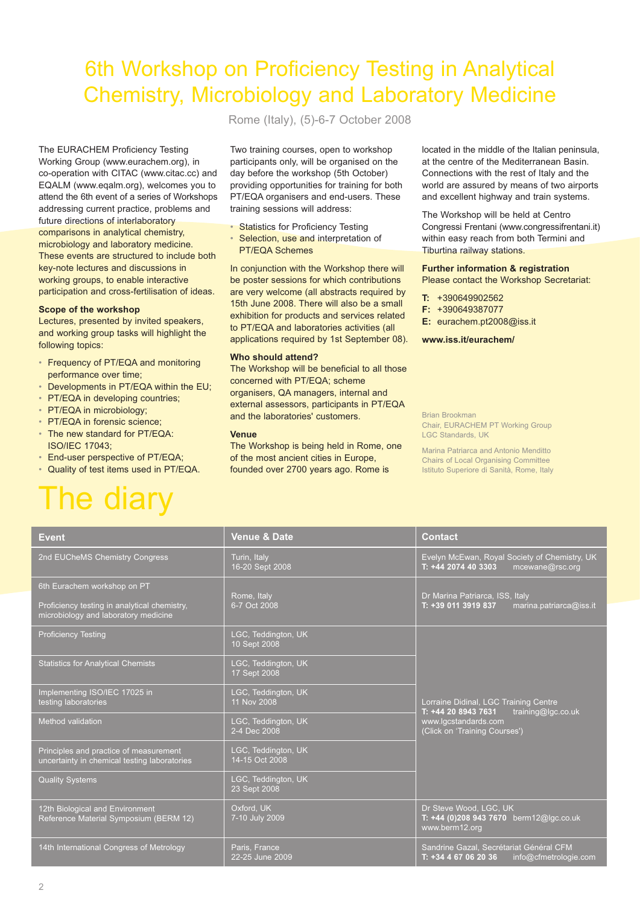# 6th Workshop on Proficiency Testing in Analytical Chemistry, Microbiology and Laboratory Medicine

Rome (Italy), (5)-6-7 October 2008

The EURACHEM Proficiency Testing Working Group (www.eurachem.org), in co-operation with CITAC (www.citac.cc) and EQALM (www.eqalm.org), welcomes you to attend the 6th event of a series of Workshops addressing current practice, problems and future directions of interlaboratory comparisons in analytical chemistry, microbiology and laboratory medicine. These events are structured to include both key-note lectures and discussions in working groups, to enable interactive participation and cross-fertilisation of ideas.

**Scope of the workshop**

Lectures, presented by invited speakers, and working group tasks will highlight the following topics:

- Frequency of PT/EQA and monitoring performance over time;
- Developments in PT/EQA within the EU;
- PT/EQA in developing countries;
- PT/EQA in microbiology;
- PT/EQA in forensic science;
- The new standard for PT/EQA: ISO/IEC 17043;
- End-user perspective of PT/EQA;
- Quality of test items used in PT/EQA.

Two training courses, open to workshop participants only, will be organised on the day before the workshop (5th October) providing opportunities for training for both PT/EQA organisers and end-users. These training sessions will address:

- Statistics for Proficiency Testing
- Selection, use and interpretation of PT/EQA Schemes

In conjunction with the Workshop there will be poster sessions for which contributions are very welcome (all abstracts required by 15th June 2008). There will also be a small exhibition for products and services related to PT/EQA and laboratories activities (all applications required by 1st September 08).

**Who should attend?**

The Workshop will be beneficial to all those concerned with PT/EQA; scheme organisers, QA managers, internal and external assessors, participants in PT/EQA and the laboratories' customers.

**Venue**

The Workshop is being held in Rome, one of the most ancient cities in Europe, founded over 2700 years ago. Rome is located in the middle of the Italian peninsula, at the centre of the Mediterranean Basin. Connections with the rest of Italy and the world are assured by means of two airports and excellent highway and train systems.

The Workshop will be held at Centro Congressi Frentani (www.congressifrentani.it) within easy reach from both Termini and Tiburtina railway stations.

**Further information & registration**

Please contact the Workshop Secretariat:

**T:** +390649902562
**F:** +390649387077
**E:** eurachem.pt2008@iss.it

**www.iss.it/eurachem/**

Brian Brookman
Chair, EURACHEM PT Working Group
LGC Standards, UK

Marina Patriarca and Antonio Menditto
Chairs of Local Organising Committee
Istituto Superiore di Sanità, Rome, Italy

# The diary

| Event | Venue & Date | Contact |
|---|---|---|
| 2nd EUCheMS Chemistry Congress | Turin, Italy<br>16-20 Sept 2008 | Evelyn McEwan, Royal Society of Chemistry, UK<br>**T: +44 2074 40 3303** mcewane@rsc.org |
| 6th Eurachem workshop on PT<br><br>Proficiency testing in analytical chemistry, microbiology and laboratory medicine | Rome, Italy<br>6-7 Oct 2008 | Dr Marina Patriarca, ISS, Italy<br>**T: +39 011 3919 837** marina.patriarca@iss.it |
| Proficiency Testing | LGC, Teddington, UK<br>10 Sept 2008 | Lorraine Didinal, LGC Training Centre<br>**T: +44 20 8943 7631** training@lgc.co.uk<br>www.lgcstandards.com<br>(Click on 'Training Courses') |
| Statistics for Analytical Chemists | LGC, Teddington, UK<br>17 Sept 2008 | |
| Implementing ISO/IEC 17025 in testing laboratories | LGC, Teddington, UK<br>11 Nov 2008 | |
| Method validation | LGC, Teddington, UK<br>2-4 Dec 2008 | |
| Principles and practice of measurement uncertainty in chemical testing laboratories | LGC, Teddington, UK<br>14-15 Oct 2008 | |
| Quality Systems | LGC, Teddington, UK<br>23 Sept 2008 | |
| 12th Biological and Environment Reference Material Symposium (BERM 12) | Oxford, UK<br>7-10 July 2009 | Dr Steve Wood, LGC, UK<br>**T: +44 (0)208 943 7670** berm12@lgc.co.uk<br>www.berm12.org |
| 14th International Congress of Metrology | Paris, France<br>22-25 June 2009 | Sandrine Gazal, Secrétariat Général CFM<br>**T: +34 4 67 06 20 36** info@cfmetrologie.com |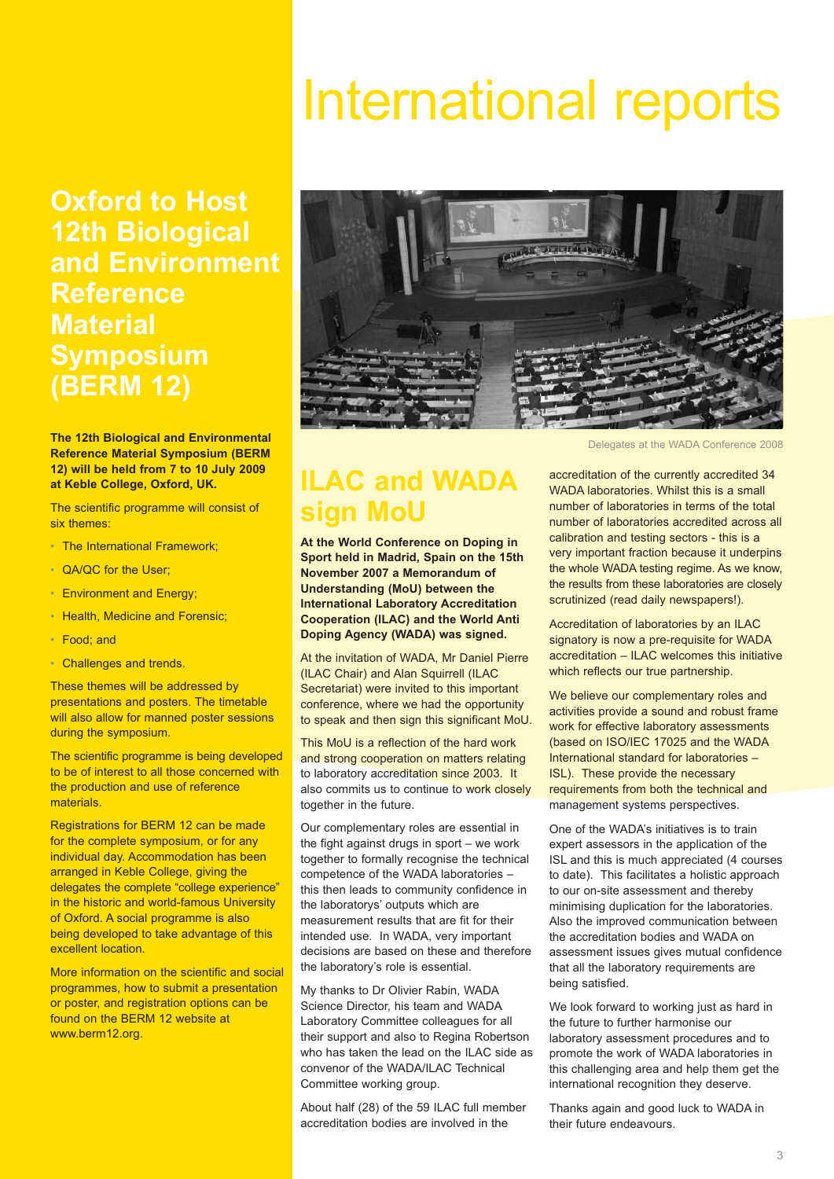# International reports

## Oxford to Host 12th Biological and Environment Reference Material Symposium (BERM 12)

**The 12th Biological and Environmental Reference Material Symposium (BERM 12) will be held from 7 to 10 July 2009 at Keble College, Oxford, UK.**

The scientific programme will consist of six themes:

- The International Framework;
- QA/QC for the User;
- Environment and Energy;
- Health, Medicine and Forensic;
- Food; and
- Challenges and trends.

These themes will be addressed by presentations and posters. The timetable will also allow for manned poster sessions during the symposium.

The scientific programme is being developed to be of interest to all those concerned with the production and use of reference materials.

Registrations for BERM 12 can be made for the complete symposium, or for any individual day. Accommodation has been arranged in Keble College, giving the delegates the complete "college experience" in the historic and world-famous University of Oxford. A social programme is also being developed to take advantage of this excellent location.

More information on the scientific and social programmes, how to submit a presentation or poster, and registration options can be found on the BERM 12 website at www.berm12.org.

Delegates at the WADA Conference 2008

## ILAC and WADA sign MoU

**At the World Conference on Doping in Sport held in Madrid, Spain on the 15th November 2007 a Memorandum of Understanding (MoU) between the International Laboratory Accreditation Cooperation (ILAC) and the World Anti Doping Agency (WADA) was signed.**

At the invitation of WADA, Mr Daniel Pierre (ILAC Chair) and Alan Squirrell (ILAC Secretariat) were invited to this important conference, where we had the opportunity to speak and then sign this significant MoU.

This MoU is a reflection of the hard work and strong cooperation on matters relating to laboratory accreditation since 2003. It also commits us to continue to work closely together in the future.

Our complementary roles are essential in the fight against drugs in sport – we work together to formally recognise the technical competence of the WADA laboratories – this then leads to community confidence in the laboratorys' outputs which are measurement results that are fit for their intended use. In WADA, very important decisions are based on these and therefore the laboratory's role is essential.

My thanks to Dr Olivier Rabin, WADA Science Director, his team and WADA Laboratory Committee colleagues for all their support and also to Regina Robertson who has taken the lead on the ILAC side as convenor of the WADA/ILAC Technical Committee working group.

About half (28) of the 59 ILAC full member accreditation bodies are involved in the accreditation of the currently accredited 34 WADA laboratories. Whilst this is a small number of laboratories in terms of the total number of laboratories accredited across all calibration and testing sectors - this is a very important fraction because it underpins the whole WADA testing regime. As we know, the results from these laboratories are closely scrutinized (read daily newspapers!).

Accreditation of laboratories by an ILAC signatory is now a pre-requisite for WADA accreditation – ILAC welcomes this initiative which reflects our true partnership.

We believe our complementary roles and activities provide a sound and robust frame work for effective laboratory assessments (based on ISO/IEC 17025 and the WADA International standard for laboratories – ISL). These provide the necessary requirements from both the technical and management systems perspectives.

One of the WADA's initiatives is to train expert assessors in the application of the ISL and this is much appreciated (4 courses to date). This facilitates a holistic approach to our on-site assessment and thereby minimising duplication for the laboratories. Also the improved communication between the accreditation bodies and WADA on assessment issues gives mutual confidence that all the laboratory requirements are being satisfied.

We look forward to working just as hard in the future to further harmonise our laboratory assessment procedures and to promote the work of WADA laboratories in this challenging area and help them get the international recognition they deserve.

Thanks again and good luck to WADA in their future endeavours.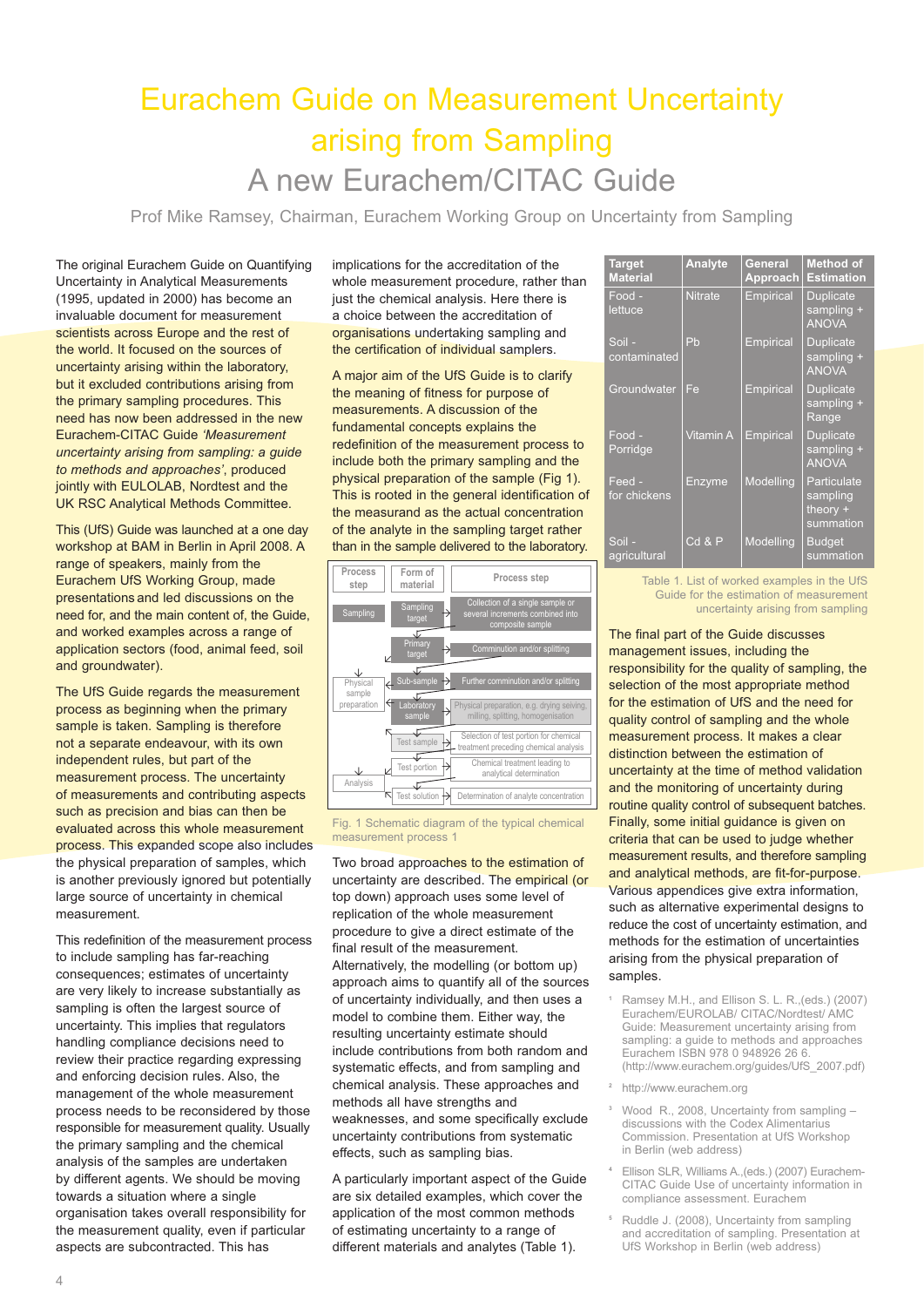# Eurachem Guide on Measurement Uncertainty arising from Sampling

## A new Eurachem/CITAC Guide

Prof Mike Ramsey, Chairman, Eurachem Working Group on Uncertainty from Sampling

The original Eurachem Guide on Quantifying Uncertainty in Analytical Measurements (1995, updated in 2000) has become an invaluable document for measurement scientists across Europe and the rest of the world. It focused on the sources of uncertainty arising within the laboratory, but it excluded contributions arising from the primary sampling procedures. This need has now been addressed in the new Eurachem-CITAC Guide *'Measurement uncertainty arising from sampling: a guide to methods and approaches'*, produced jointly with EULOLAB, Nordtest and the UK RSC Analytical Methods Committee.

This (UfS) Guide was launched at a one day workshop at BAM in Berlin in April 2008. A range of speakers, mainly from the Eurachem UfS Working Group, made presentations and led discussions on the need for, and the main content of, the Guide, and worked examples across a range of application sectors (food, animal feed, soil and groundwater).

The UfS Guide regards the measurement process as beginning when the primary sample is taken. Sampling is therefore not a separate endeavour, with its own independent rules, but part of the measurement process. The uncertainty of measurements and contributing aspects such as precision and bias can then be evaluated across this whole measurement process. This expanded scope also includes the physical preparation of samples, which is another previously ignored but potentially large source of uncertainty in chemical measurement.

This redefinition of the measurement process to include sampling has far-reaching consequences; estimates of uncertainty are very likely to increase substantially as sampling is often the largest source of uncertainty. This implies that regulators handling compliance decisions need to review their practice regarding expressing and enforcing decision rules. Also, the management of the whole measurement process needs to be reconsidered by those responsible for measurement quality. Usually the primary sampling and the chemical analysis of the samples are undertaken by different agents. We should be moving towards a situation where a single organisation takes overall responsibility for the measurement quality, even if particular aspects are subcontracted. This has implications for the accreditation of the whole measurement procedure, rather than just the chemical analysis. Here there is a choice between the accreditation of organisations undertaking sampling and the certification of individual samplers.

A major aim of the UfS Guide is to clarify the meaning of fitness for purpose of measurements. A discussion of the fundamental concepts explains the redefinition of the measurement process to include both the primary sampling and the physical preparation of the sample (Fig 1). This is rooted in the general identification of the measurand as the actual concentration of the analyte in the sampling target rather than in the sample delivered to the laboratory.

| Process step | Form of material | Process step |
|---|---|---|
| Sampling | Sampling target | Collection of a single sample or several increments combined into composite sample |
| | Primary target | Communition and/or splitting |
| Physical sample preparation | Sub-sample | Further comminution and/or splitting |
| | Laboratory sample | Physical preparation, e.g. drying seiving milling, splitting, homogenisation |
| | Test sample | Selection of test portion for chemical treatment preceding chemical analysis |
| Analysis | Test portion | Chemical treatment leading to analytical determination |
| | Test solution | Determination of analyte concentration |

Fig. 1 Schematic diagram of the typical chemical measurement process 1

Two broad approaches to the estimation of uncertainty are described. The empirical (or top down) approach uses some level of replication of the whole measurement procedure to give a direct estimate of the final result of the measurement. Alternatively, the modelling (or bottom up) approach aims to quantify all of the sources of uncertainty individually, and then uses a model to combine them. Either way, the resulting uncertainty estimate should include contributions from both random and systematic effects, and from sampling and chemical analysis. These approaches and methods all have strengths and weaknesses, and some specifically exclude uncertainty contributions from systematic effects, such as sampling bias.

A particularly important aspect of the Guide are six detailed examples, which cover the application of the most common methods of estimating uncertainty to a range of different materials and analytes (Table 1).

| Target Material | Analyte | General Approach | Method of Estimation |
|---|---|---|---|
| Food - lettuce | Nitrate | Empirical | Duplicate sampling + ANOVA |
| Soil - contaminated | Pb | Empirical | Duplicate sampling + ANOVA |
| Groundwater | Fe | Empirical | Duplicate sampling + Range |
| Food - Porridge | Vitamin A | Empirical | Duplicate sampling + ANOVA |
| Feed - for chickens | Enzyme | Modelling | Particulate sampling theory + summation |
| Soil - agricultural | Cd & P | Modelling | Budget summation |

Table 1. List of worked examples in the UfS Guide for the estimation of measurement uncertainty arising from sampling

The final part of the Guide discusses management issues, including the responsibility for the quality of sampling, the selection of the most appropriate method for the estimation of UfS and the need for quality control of sampling and the whole measurement process. It makes a clear distinction between the estimation of uncertainty at the time of method validation and the monitoring of uncertainty during routine quality control of subsequent batches. Finally, some initial guidance is given on criteria that can be used to judge whether measurement results, and therefore sampling and analytical methods, are fit-for-purpose. Various appendices give extra information, such as alternative experimental designs to reduce the cost of uncertainty estimation, and methods for the estimation of uncertainties arising from the physical preparation of samples.

[1] Ramsey M.H., and Ellison S. L. R.,(eds.) (2007) Eurachem/EUROLAB/ CITAC/Nordtest/ AMC Guide: Measurement uncertainty arising from sampling: a guide to methods and approaches Eurachem ISBN 978 0 948926 26 6. (http://www.eurachem.org/guides/UfS_2007.pdf)

[2] http://www.eurachem.org

[3] Wood R., 2008, Uncertainty from sampling – discussions with the Codex Alimentarius Commission. Presentation at UfS Workshop in Berlin (web address)

[4] Ellison SLR, Williams A.,(eds.) (2007) Eurachem-CITAC Guide Use of uncertainty information in compliance assessment. Eurachem

[5] Ruddle J. (2008), Uncertainty from sampling and accreditation of sampling. Presentation at UfS Workshop in Berlin (web address)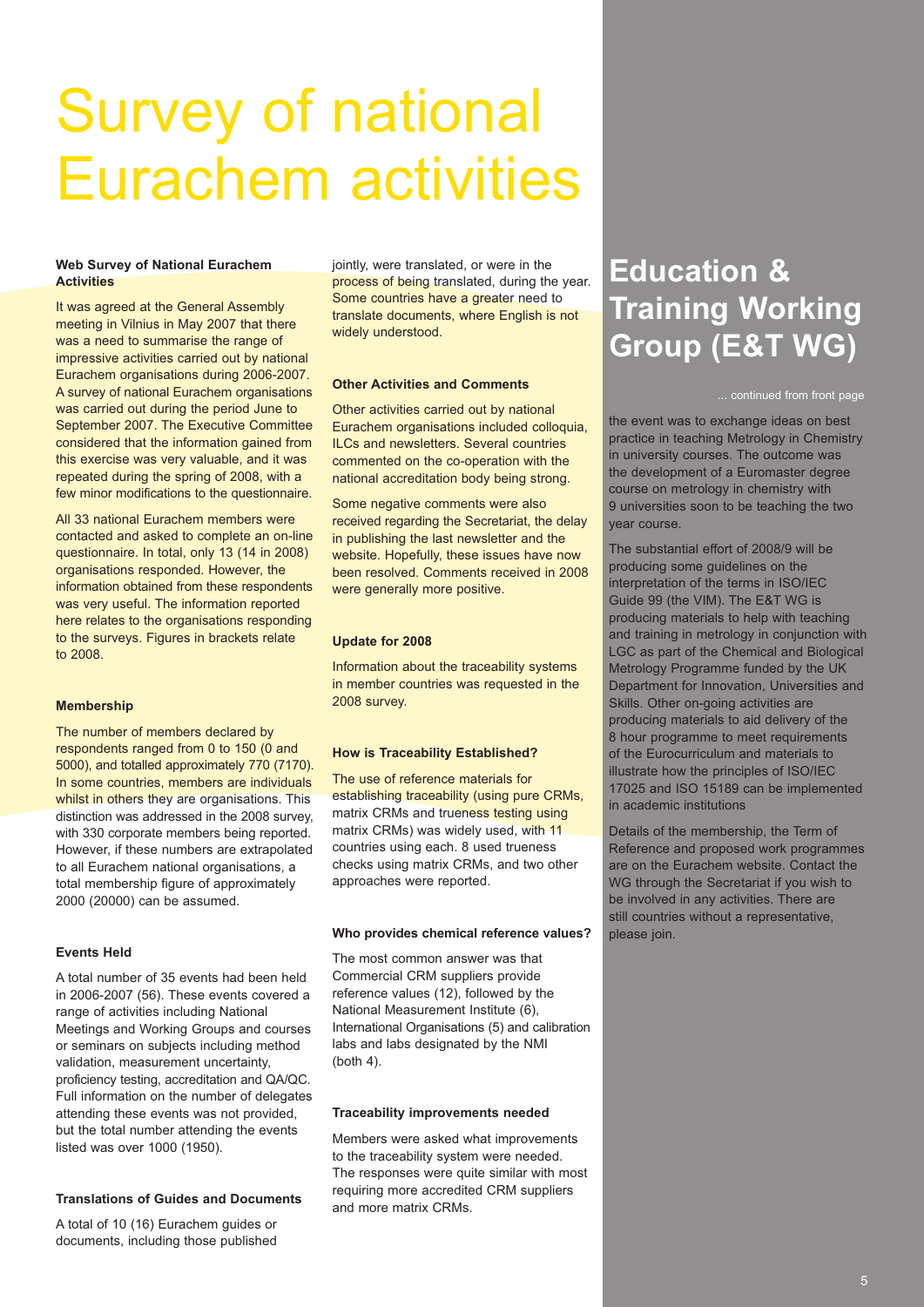# Survey of national Eurachem activities

### Web Survey of National Eurachem Activities

It was agreed at the General Assembly meeting in Vilnius in May 2007 that there was a need to summarise the range of impressive activities carried out by national Eurachem organisations during 2006-2007. A survey of national Eurachem organisations was carried out during the period June to September 2007. The Executive Committee considered that the information gained from this exercise was very valuable, and it was repeated during the spring of 2008, with a few minor modifications to the questionnaire.

All 33 national Eurachem members were contacted and asked to complete an on-line questionnaire. In total, only 13 (14 in 2008) organisations responded. However, the information obtained from these respondents was very useful. The information reported here relates to the organisations responding to the surveys. Figures in brackets relate to 2008.

### Membership

The number of members declared by respondents ranged from 0 to 150 (0 and 5000), and totalled approximately 770 (7170). In some countries, members are individuals whilst in others they are organisations. This distinction was addressed in the 2008 survey, with 330 corporate members being reported. However, if these numbers are extrapolated to all Eurachem national organisations, a total membership figure of approximately 2000 (20000) can be assumed.

### Events Held

A total number of 35 events had been held in 2006-2007 (56). These events covered a range of activities including National Meetings and Working Groups and courses or seminars on subjects including method validation, measurement uncertainty, proficiency testing, accreditation and QA/QC. Full information on the number of delegates attending these events was not provided, but the total number attending the events listed was over 1000 (1950).

### Translations of Guides and Documents

A total of 10 (16) Eurachem guides or documents, including those published jointly, were translated, or were in the process of being translated, during the year. Some countries have a greater need to translate documents, where English is not widely understood.

### Other Activities and Comments

Other activities carried out by national Eurachem organisations included colloquia, ILCs and newsletters. Several countries commented on the co-operation with the national accreditation body being strong.

Some negative comments were also received regarding the Secretariat, the delay in publishing the last newsletter and the website. Hopefully, these issues have now been resolved. Comments received in 2008 were generally more positive.

### Update for 2008

Information about the traceability systems in member countries was requested in the 2008 survey.

### How is Traceability Established?

The use of reference materials for establishing traceability (using pure CRMs, matrix CRMs and trueness testing using matrix CRMs) was widely used, with 11 countries using each. 8 used trueness checks using matrix CRMs, and two other approaches were reported.

### Who provides chemical reference values?

The most common answer was that Commercial CRM suppliers provide reference values (12), followed by the National Measurement Institute (6), International Organisations (5) and calibration labs and labs designated by the NMI (both 4).

### Traceability improvements needed

Members were asked what improvements to the traceability system were needed. The responses were quite similar with most requiring more accredited CRM suppliers and more matrix CRMs.

## Education & Training Working Group (E&T WG)

... continued from front page

the event was to exchange ideas on best practice in teaching Metrology in Chemistry in university courses. The outcome was the development of a Euromaster degree course on metrology in chemistry with 9 universities soon to be teaching the two year course.

The substantial effort of 2008/9 will be producing some guidelines on the interpretation of the terms in ISO/IEC Guide 99 (the VIM). The E&T WG is producing materials to help with teaching and training in metrology in conjunction with LGC as part of the Chemical and Biological Metrology Programme funded by the UK Department for Innovation, Universities and Skills. Other on-going activities are producing materials to aid delivery of the 8 hour programme to meet requirements of the Eurocurriculum and materials to illustrate how the principles of ISO/IEC 17025 and ISO 15189 can be implemented in academic institutions

Details of the membership, the Term of Reference and proposed work programmes are on the Eurachem website. Contact the WG through the Secretariat if you wish to be involved in any activities. There are still countries without a representative, please join.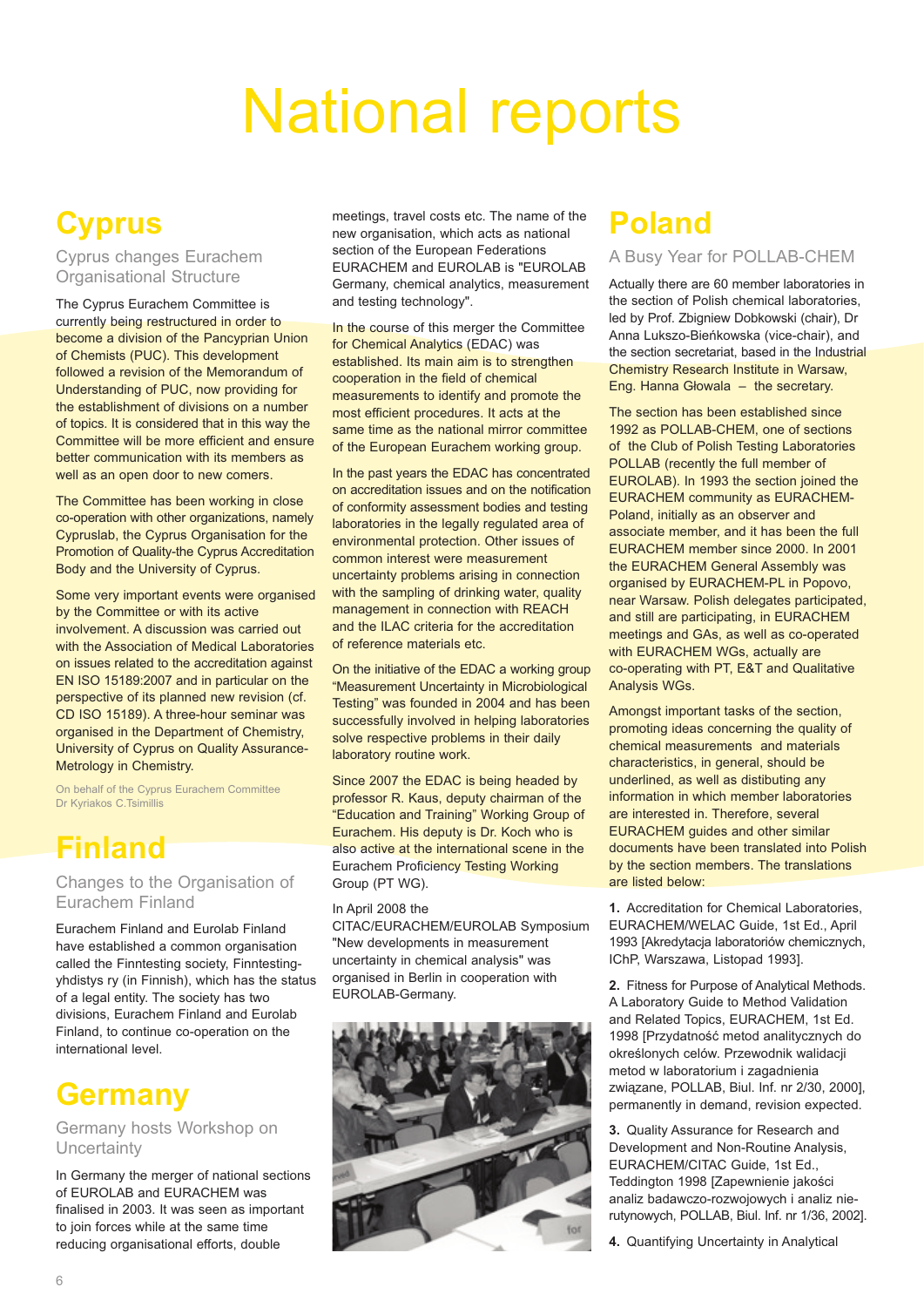# National reports

## Cyprus

### Cyprus changes Eurachem Organisational Structure

The Cyprus Eurachem Committee is currently being restructured in order to become a division of the Pancyprian Union of Chemists (PUC). This development followed a revision of the Memorandum of Understanding of PUC, now providing for the establishment of divisions on a number of topics. It is considered that in this way the Committee will be more efficient and ensure better communication with its members as well as an open door to new comers.

The Committee has been working in close co-operation with other organizations, namely Cypruslab, the Cyprus Organisation for the Promotion of Quality-the Cyprus Accreditation Body and the University of Cyprus.

Some very important events were organised by the Committee or with its active involvement. A discussion was carried out with the Association of Medical Laboratories on issues related to the accreditation against EN ISO 15189:2007 and in particular on the perspective of its planned new revision (cf. CD ISO 15189). A three-hour seminar was organised in the Department of Chemistry, University of Cyprus on Quality Assurance-Metrology in Chemistry.

On behalf of the Cyprus Eurachem Committee
Dr Kyriakos C.Tsimillis

## Finland

### Changes to the Organisation of Eurachem Finland

Eurachem Finland and Eurolab Finland have established a common organisation called the Finntesting society, Finntesting-yhdistys ry (in Finnish), which has the status of a legal entity. The society has two divisions, Eurachem Finland and Eurolab Finland, to continue co-operation on the international level.

## Germany

### Germany hosts Workshop on Uncertainty

In Germany the merger of national sections of EUROLAB and EURACHEM was finalised in 2003. It was seen as important to join forces while at the same time reducing organisational efforts, double meetings, travel costs etc. The name of the new organisation, which acts as national section of the European Federations EURACHEM and EUROLAB is "EUROLAB Germany, chemical analytics, measurement and testing technology".

In the course of this merger the Committee for Chemical Analytics (EDAC) was established. Its main aim is to strengthen cooperation in the field of chemical measurements to identify and promote the most efficient procedures. It acts at the same time as the national mirror committee of the European Eurachem working group.

In the past years the EDAC has concentrated on accreditation issues and on the notification of conformity assessment bodies and testing laboratories in the legally regulated area of environmental protection. Other issues of common interest were measurement uncertainty problems arising in connection with the sampling of drinking water, quality management in connection with REACH and the ILAC criteria for the accreditation of reference materials etc.

On the initiative of the EDAC a working group "Measurement Uncertainty in Microbiological Testing" was founded in 2004 and has been successfully involved in helping laboratories solve respective problems in their daily laboratory routine work.

Since 2007 the EDAC is being headed by professor R. Kaus, deputy chairman of the "Education and Training" Working Group of Eurachem. His deputy is Dr. Koch who is also active at the international scene in the Eurachem Proficiency Testing Working Group (PT WG).

In April 2008 the CITAC/EURACHEM/EUROLAB Symposium "New developments in measurement uncertainty in chemical analysis" was organised in Berlin in cooperation with EUROLAB-Germany.

## Poland

### A Busy Year for POLLAB-CHEM

Actually there are 60 member laboratories in the section of Polish chemical laboratories, led by Prof. Zbigniew Dobkowski (chair), Dr Anna Lukszo-Bieńkowska (vice-chair), and the section secretariat, based in the Industrial Chemistry Research Institute in Warsaw, Eng. Hanna Głowala – the secretary.

The section has been established since 1992 as POLLAB-CHEM, one of sections of the Club of Polish Testing Laboratories POLLAB (recently the full member of EUROLAB). In 1993 the section joined the EURACHEM community as EURACHEM-Poland, initially as an observer and associate member, and it has been the full EURACHEM member since 2000. In 2001 the EURACHEM General Assembly was organised by EURACHEM-PL in Popovo, near Warsaw. Polish delegates participated, and still are participating, in EURACHEM meetings and GAs, as well as co-operated with EURACHEM WGs, actually are co-operating with PT, E&T and Qualitative Analysis WGs.

Amongst important tasks of the section, promoting ideas concerning the quality of chemical measurements and materials characteristics, in general, should be underlined, as well as distibuting any information in which member laboratories are interested in. Therefore, several EURACHEM guides and other similar documents have been translated into Polish by the section members. The translations are listed below:

**1.** Accreditation for Chemical Laboratories, EURACHEM/WELAC Guide, 1st Ed., April 1993 [Akredytacja laboratoriów chemicznych, IChP, Warszawa, Listopad 1993].

**2.** Fitness for Purpose of Analytical Methods. A Laboratory Guide to Method Validation and Related Topics, EURACHEM, 1st Ed. 1998 [Przydatność metod analitycznych do określonych celów. Przewodnik walidacji metod w laboratorium i zagadnienia związane, POLLAB, Biul. Inf. nr 2/30, 2000], permanently in demand, revision expected.

**3.** Quality Assurance for Research and Development and Non-Routine Analysis, EURACHEM/CITAC Guide, 1st Ed., Teddington 1998 [Zapewnienie jakości analiz badawczo-rozwojowych i analiz nie-rutynowych, POLLAB, Biul. Inf. nr 1/36, 2002].

**4.** Quantifying Uncertainty in Analytical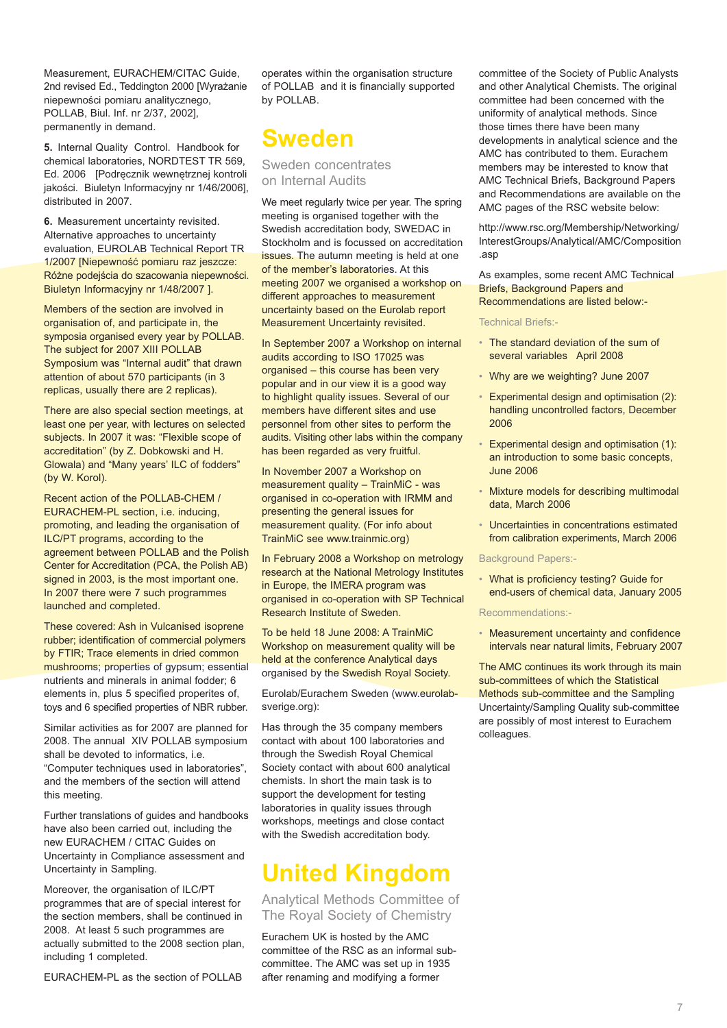Measurement, EURACHEM/CITAC Guide, 2nd revised Ed., Teddington 2000 [Wyrażanie niepewności pomiaru analitycznego, POLLAB, Biul. Inf. nr 2/37, 2002], permanently in demand.

**5.** Internal Quality Control. Handbook for chemical laboratories, NORDTEST TR 569, Ed. 2006 [Podręcznik wewnętrznej kontroli jakości. Biuletyn Informacyjny nr 1/46/2006], distributed in 2007.

**6.** Measurement uncertainty revisited. Alternative approaches to uncertainty evaluation, EUROLAB Technical Report TR 1/2007 [Niepewność pomiaru raz jeszcze: Różne podejścia do szacowania niepewności. Biuletyn Informacyjny nr 1/48/2007 ].

Members of the section are involved in organisation of, and participate in, the symposia organised every year by POLLAB. The subject for 2007 XIII POLLAB Symposium was "Internal audit" that drawn attention of about 570 participants (in 3 replicas, usually there are 2 replicas).

There are also special section meetings, at least one per year, with lectures on selected subjects. In 2007 it was: "Flexible scope of accreditation" (by Z. Dobkowski and H. Glowala) and "Many years' ILC of fodders" (by W. Korol).

Recent action of the POLLAB-CHEM / EURACHEM-PL section, i.e. inducing, promoting, and leading the organisation of ILC/PT programs, according to the agreement between POLLAB and the Polish Center for Accreditation (PCA, the Polish AB) signed in 2003, is the most important one. In 2007 there were 7 such programmes launched and completed.

These covered: Ash in Vulcanised isoprene rubber; identification of commercial polymers by FTIR; Trace elements in dried common mushrooms; properties of gypsum; essential nutrients and minerals in animal fodder; 6 elements in, plus 5 specified properites of, toys and 6 specified properties of NBR rubber.

Similar activities as for 2007 are planned for 2008. The annual XIV POLLAB symposium shall be devoted to informatics, i.e. "Computer techniques used in laboratories", and the members of the section will attend this meeting.

Further translations of guides and handbooks have also been carried out, including the new EURACHEM / CITAC Guides on Uncertainty in Compliance assessment and Uncertainty in Sampling.

Moreover, the organisation of ILC/PT programmes that are of special interest for the section members, shall be continued in 2008. At least 5 such programmes are actually submitted to the 2008 section plan, including 1 completed.

EURACHEM-PL as the section of POLLAB operates within the organisation structure of POLLAB and it is financially supported by POLLAB.

# Sweden

## Sweden concentrates on Internal Audits

We meet regularly twice per year. The spring meeting is organised together with the Swedish accreditation body, SWEDAC in Stockholm and is focussed on accreditation issues. The autumn meeting is held at one of the member's laboratories. At this meeting 2007 we organised a workshop on different approaches to measurement uncertainty based on the Eurolab report Measurement Uncertainty revisited.

In September 2007 a Workshop on internal audits according to ISO 17025 was organised – this course has been very popular and in our view it is a good way to highlight quality issues. Several of our members have different sites and use personnel from other sites to perform the audits. Visiting other labs within the company has been regarded as very fruitful.

In November 2007 a Workshop on measurement quality – TrainMiC - was organised in co-operation with IRMM and presenting the general issues for measurement quality. (For info about TrainMiC see www.trainmic.org)

In February 2008 a Workshop on metrology research at the National Metrology Institutes in Europe, the IMERA program was organised in co-operation with SP Technical Research Institute of Sweden.

To be held 18 June 2008: A TrainMiC Workshop on measurement quality will be held at the conference Analytical days organised by the Swedish Royal Society.

Eurolab/Eurachem Sweden (www.eurolab-sverige.org):

Has through the 35 company members contact with about 100 laboratories and through the Swedish Royal Chemical Society contact with about 600 analytical chemists. In short the main task is to support the development for testing laboratories in quality issues through workshops, meetings and close contact with the Swedish accreditation body.

# United Kingdom

## Analytical Methods Committee of The Royal Society of Chemistry

Eurachem UK is hosted by the AMC committee of the RSC as an informal sub-committee. The AMC was set up in 1935 after renaming and modifying a former committee of the Society of Public Analysts and other Analytical Chemists. The original committee had been concerned with the uniformity of analytical methods. Since those times there have been many developments in analytical science and the AMC has contributed to them. Eurachem members may be interested to know that AMC Technical Briefs, Background Papers and Recommendations are available on the AMC pages of the RSC website below:

http://www.rsc.org/Membership/Networking/InterestGroups/Analytical/AMC/Composition.asp

As examples, some recent AMC Technical Briefs, Background Papers and Recommendations are listed below:-

Technical Briefs:-

- The standard deviation of the sum of several variables April 2008
- Why are we weighting? June 2007
- Experimental design and optimisation (2): handling uncontrolled factors, December 2006
- Experimental design and optimisation (1): an introduction to some basic concepts, June 2006
- Mixture models for describing multimodal data, March 2006
- Uncertainties in concentrations estimated from calibration experiments, March 2006

Background Papers:-

- What is proficiency testing? Guide for end-users of chemical data, January 2005

Recommendations:-

- Measurement uncertainty and confidence intervals near natural limits, February 2007

The AMC continues its work through its main sub-committees of which the Statistical Methods sub-committee and the Sampling Uncertainty/Sampling Quality sub-committee are possibly of most interest to Eurachem colleagues.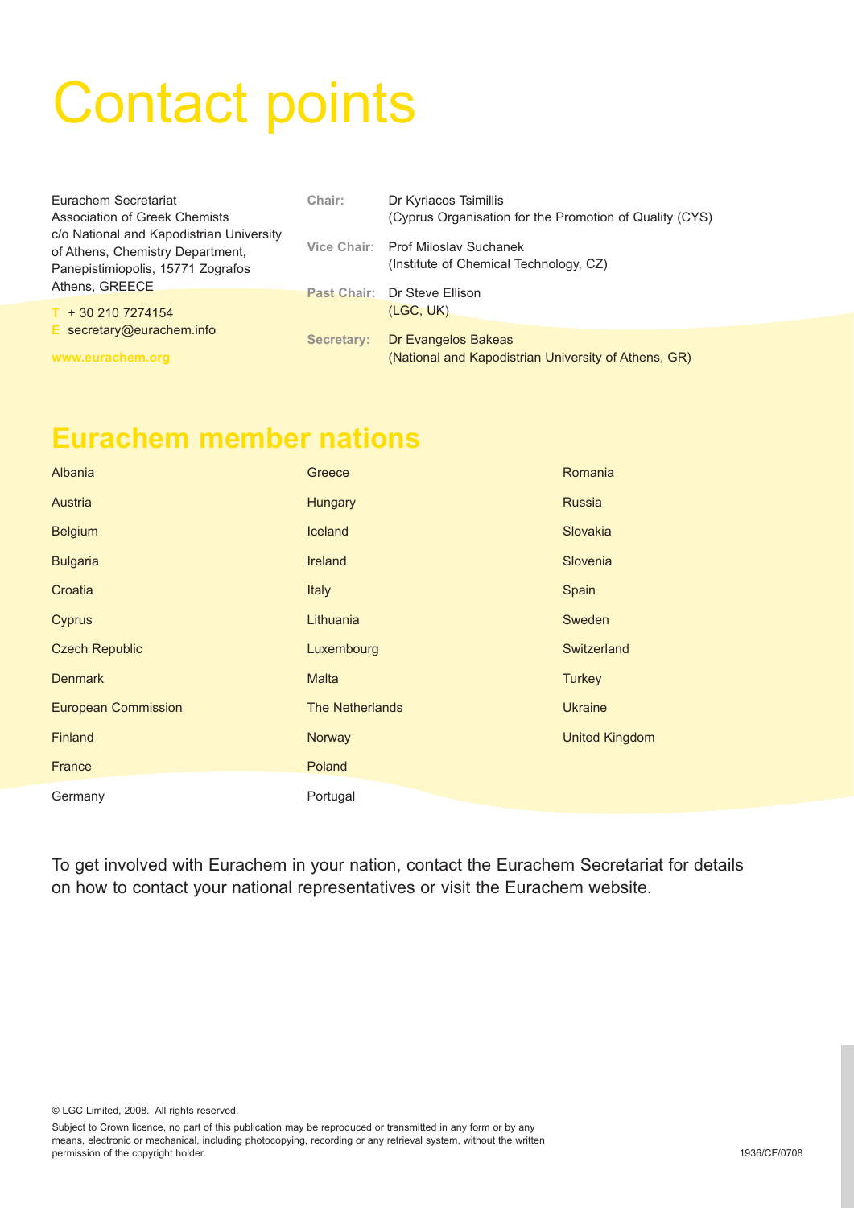# Contact points

Eurachem Secretariat
Association of Greek Chemists
c/o National and Kapodistrian University of Athens, Chemistry Department,
Panepistimiopolis, 15771 Zografos
Athens, GREECE

T + 30 210 7274154
E secretary@eurachem.info

www.eurachem.org

**Chair:** Dr Kyriacos Tsimillis
(Cyprus Organisation for the Promotion of Quality (CYS)

**Vice Chair:** Prof Miloslav Suchanek
(Institute of Chemical Technology, CZ)

**Past Chair:** Dr Steve Ellison
(LGC, UK)

**Secretary:** Dr Evangelos Bakeas
(National and Kapodistrian University of Athens, GR)

## Eurachem member nations

- Albania
- Austria
- Belgium
- Bulgaria
- Croatia
- Cyprus
- Czech Republic
- Denmark
- European Commission
- Finland
- France
- Germany
- Greece
- Hungary
- Iceland
- Ireland
- Italy
- Lithuania
- Luxembourg
- Malta
- The Netherlands
- Norway
- Poland
- Portugal
- Romania
- Russia
- Slovakia
- Slovenia
- Spain
- Sweden
- Switzerland
- Turkey
- Ukraine
- United Kingdom

To get involved with Eurachem in your nation, contact the Eurachem Secretariat for details on how to contact your national representatives or visit the Eurachem website.

© LGC Limited, 2008. All rights reserved.

Subject to Crown licence, no part of this publication may be reproduced or transmitted in any form or by any means, electronic or mechanical, including photocopying, recording or any retrieval system, without the written permission of the copyright holder.

1936/CF/0708